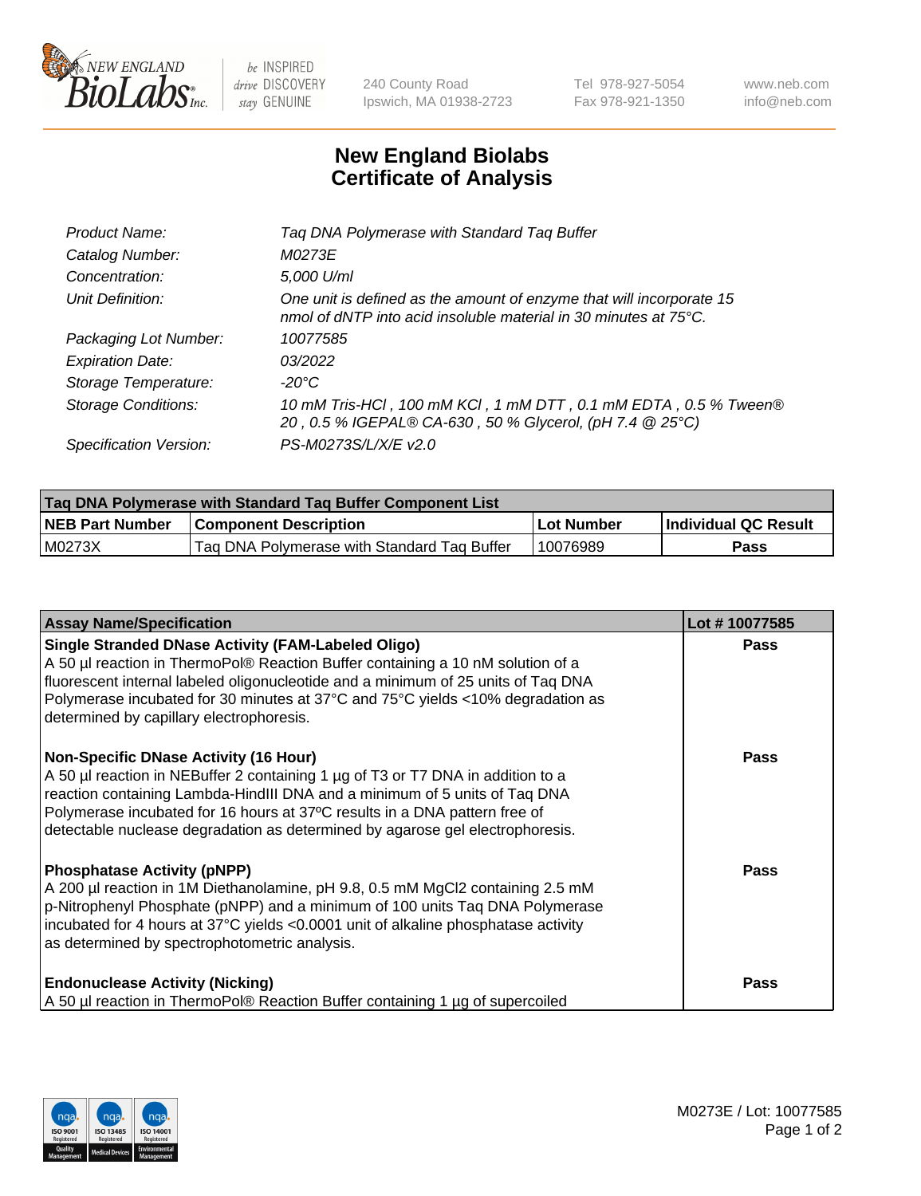# New England Biolabs Certificate of Analysis

| | |
|---|---|
| *Product Name:* | *Taq DNA Polymerase with Standard Taq Buffer* |
| *Catalog Number:* | *M0273E* |
| *Concentration:* | *5,000 U/ml* |
| *Unit Definition:* | *One unit is defined as the amount of enzyme that will incorporate 15 nmol of dNTP into acid insoluble material in 30 minutes at 75°C.* |
| *Packaging Lot Number:* | *10077585* |
| *Expiration Date:* | *03/2022* |
| *Storage Temperature:* | *-20°C* |
| *Storage Conditions:* | *10 mM Tris-HCl , 100 mM KCl , 1 mM DTT , 0.1 mM EDTA , 0.5 % Tween® 20 , 0.5 % IGEPAL® CA-630 , 50 % Glycerol, (pH 7.4 @ 25°C)* |
| *Specification Version:* | *PS-M0273S/L/X/E v2.0* |

| Taq DNA Polymerase with Standard Taq Buffer Component List | | | |
|---|---|---|---|
| **NEB Part Number** | **Component Description** | **Lot Number** | **Individual QC Result** |
| M0273X | Taq DNA Polymerase with Standard Taq Buffer | 10076989 | **Pass** |

| Assay Name/Specification | Lot # 10077585 |
|---|---|
| **Single Stranded DNase Activity (FAM-Labeled Oligo)**<br>A 50 µl reaction in ThermoPol® Reaction Buffer containing a 10 nM solution of a fluorescent internal labeled oligonucleotide and a minimum of 25 units of Taq DNA Polymerase incubated for 30 minutes at 37°C and 75°C yields <10% degradation as determined by capillary electrophoresis. | **Pass** |
| **Non-Specific DNase Activity (16 Hour)**<br>A 50 µl reaction in NEBuffer 2 containing 1 µg of T3 or T7 DNA in addition to a reaction containing Lambda-HindIII DNA and a minimum of 5 units of Taq DNA Polymerase incubated for 16 hours at 37ºC results in a DNA pattern free of detectable nuclease degradation as determined by agarose gel electrophoresis. | **Pass** |
| **Phosphatase Activity (pNPP)**<br>A 200 µl reaction in 1M Diethanolamine, pH 9.8, 0.5 mM $MgCl_2$ containing 2.5 mM p-Nitrophenyl Phosphate (pNPP) and a minimum of 100 units Taq DNA Polymerase incubated for 4 hours at 37°C yields <0.0001 unit of alkaline phosphatase activity as determined by spectrophotometric analysis. | **Pass** |
| **Endonuclease Activity (Nicking)**<br>A 50 µl reaction in ThermoPol® Reaction Buffer containing 1 µg of supercoiled | **Pass** |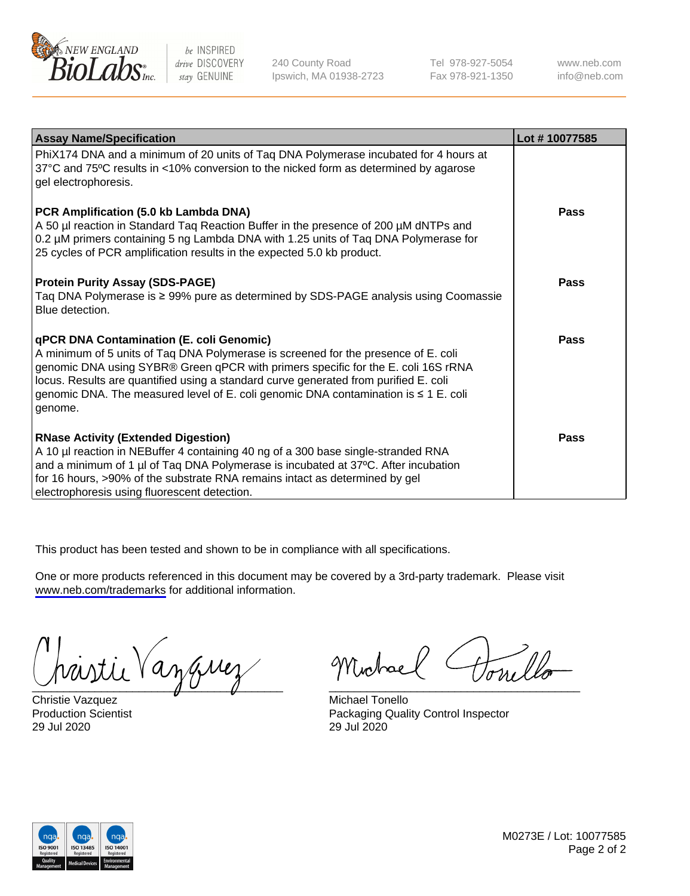240 County Road
Ipswich, MA 01938-2723

Tel 978-927-5054
Fax 978-921-1350

www.neb.com
info@neb.com

| Assay Name/Specification | Lot # 10077585 |
|---|---|
| PhiX174 DNA and a minimum of 20 units of Taq DNA Polymerase incubated for 4 hours at 37°C and 75ºC results in <10% conversion to the nicked form as determined by agarose gel electrophoresis. | |
| **PCR Amplification (5.0 kb Lambda DNA)**<br>A 50 µl reaction in Standard Taq Reaction Buffer in the presence of 200 µM dNTPs and 0.2 µM primers containing 5 ng Lambda DNA with 1.25 units of Taq DNA Polymerase for 25 cycles of PCR amplification results in the expected 5.0 kb product. | Pass |
| **Protein Purity Assay (SDS-PAGE)**<br>Taq DNA Polymerase is ≥ 99% pure as determined by SDS-PAGE analysis using Coomassie Blue detection. | Pass |
| **qPCR DNA Contamination (E. coli Genomic)**<br>A minimum of 5 units of Taq DNA Polymerase is screened for the presence of E. coli genomic DNA using SYBR® Green qPCR with primers specific for the E. coli 16S rRNA locus. Results are quantified using a standard curve generated from purified E. coli genomic DNA. The measured level of E. coli genomic DNA contamination is ≤ 1 E. coli genome. | Pass |
| **RNase Activity (Extended Digestion)**<br>A 10 µl reaction in NEBuffer 4 containing 40 ng of a 300 base single-stranded RNA and a minimum of 1 µl of Taq DNA Polymerase is incubated at 37ºC. After incubation for 16 hours, >90% of the substrate RNA remains intact as determined by gel electrophoresis using fluorescent detection. | Pass |

This product has been tested and shown to be in compliance with all specifications.

One or more products referenced in this document may be covered by a 3rd-party trademark. Please visit www.neb.com/trademarks for additional information.

Christie Vazquez
Production Scientist
29 Jul 2020

Michael Tonello
Packaging Quality Control Inspector
29 Jul 2020

M0273E / Lot: 10077585